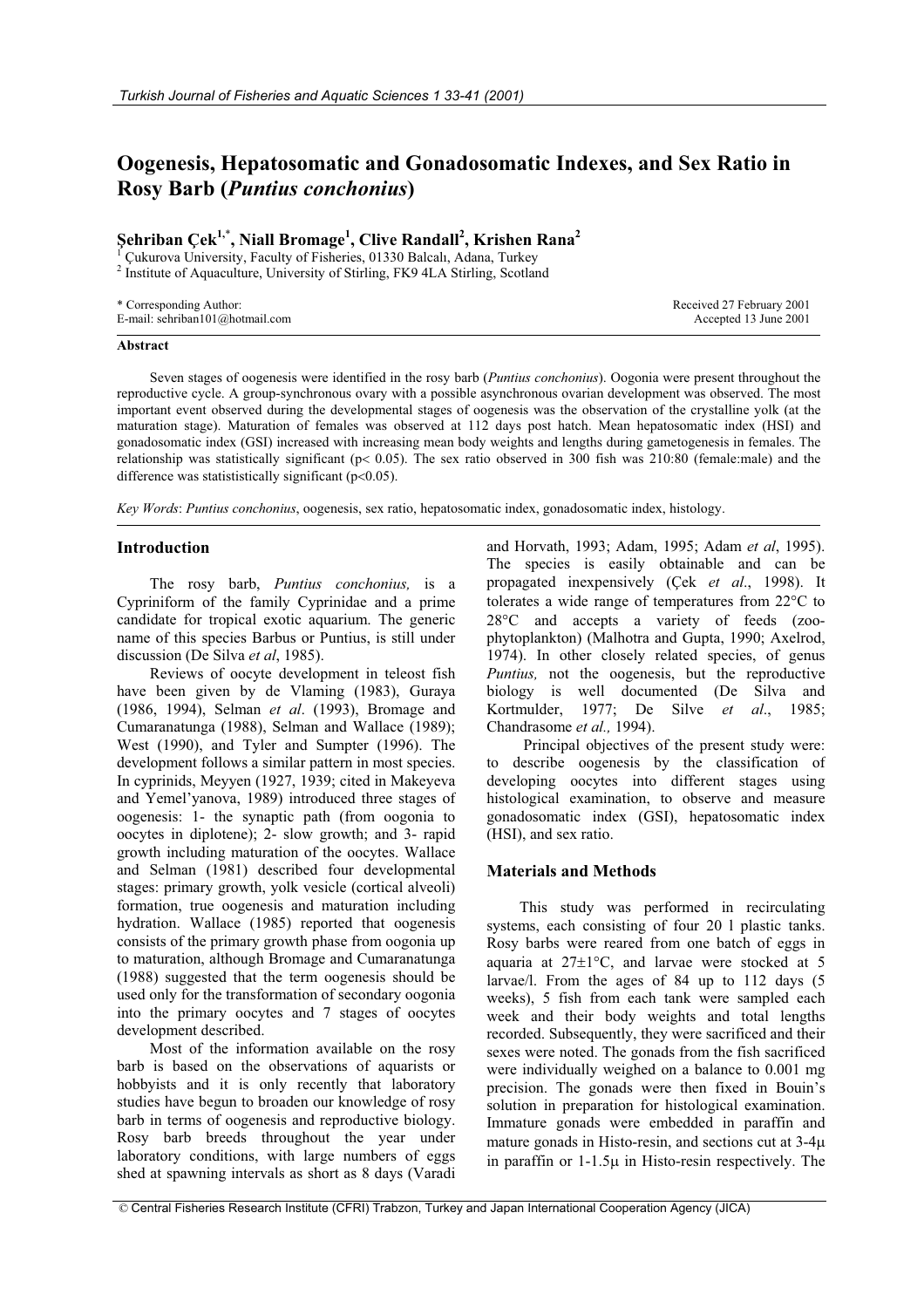# Oogenesis, Hepatosomatic and Gonadosomatic Indexes, and Sex Ratio in Rosy Barb (*Puntius conchonius*)

**Şehriban Çek[1,*], Niall Bromage[1], Clive Randall[2], Krishen Rana[2]**

[1] Çukurova University, Faculty of Fisheries, 01330 Balcalı, Adana, Turkey
[2] Institute of Aquaculture, University of Stirling, FK9 4LA Stirling, Scotland

\* Corresponding Author:
E-mail: sehriban101@hotmail.com

Received 27 February 2001
Accepted 13 June 2001

**Abstract**

Seven stages of oogenesis were identified in the rosy barb (*Puntius conchonius*). Oogonia were present throughout the reproductive cycle. A group-synchronous ovary with a possible asynchronous ovarian development was observed. The most important event observed during the developmental stages of oogenesis was the observation of the crystalline yolk (at the maturation stage). Maturation of females was observed at 112 days post hatch. Mean hepatosomatic index (HSI) and gonadosomatic index (GSI) increased with increasing mean body weights and lengths during gametogenesis in females. The relationship was statistically significant ($p < 0.05$). The sex ratio observed in 300 fish was 210:80 (female:male) and the difference was statististically significant ($p<0.05$).

*Key Words*: *Puntius conchonius*, oogenesis, sex ratio, hepatosomatic index, gonadosomatic index, histology.

## Introduction

The rosy barb, *Puntius conchonius,* is a Cypriniform of the family Cyprinidae and a prime candidate for tropical exotic aquarium. The generic name of this species Barbus or Puntius, is still under discussion (De Silva *et al*, 1985).

Reviews of oocyte development in teleost fish have been given by de Vlaming (1983), Guraya (1986, 1994), Selman *et al*. (1993), Bromage and Cumaranatunga (1988), Selman and Wallace (1989); West (1990), and Tyler and Sumpter (1996). The development follows a similar pattern in most species. In cyprinids, Meyyen (1927, 1939; cited in Makeyeva and Yemel'yanova, 1989) introduced three stages of oogenesis: 1- the synaptic path (from oogonia to oocytes in diplotene); 2- slow growth; and 3- rapid growth including maturation of the oocytes. Wallace and Selman (1981) described four developmental stages: primary growth, yolk vesicle (cortical alveoli) formation, true oogenesis and maturation including hydration. Wallace (1985) reported that oogenesis consists of the primary growth phase from oogonia up to maturation, although Bromage and Cumaranatunga (1988) suggested that the term oogenesis should be used only for the transformation of secondary oogonia into the primary oocytes and 7 stages of oocytes development described.

Most of the information available on the rosy barb is based on the observations of aquarists or hobbyists and it is only recently that laboratory studies have begun to broaden our knowledge of rosy barb in terms of oogenesis and reproductive biology. Rosy barb breeds throughout the year under laboratory conditions, with large numbers of eggs shed at spawning intervals as short as 8 days (Varadi and Horvath, 1993; Adam, 1995; Adam *et al*, 1995). The species is easily obtainable and can be propagated inexpensively (Çek *et al*., 1998). It tolerates a wide range of temperatures from 22°C to 28°C and accepts a variety of feeds (zoo-phytoplankton) (Malhotra and Gupta, 1990; Axelrod, 1974). In other closely related species, of genus *Puntius,* not the oogenesis, but the reproductive biology is well documented (De Silva and Kortmulder, 1977; De Silve *et al*., 1985; Chandrasome *et al.,* 1994).

Principal objectives of the present study were: to describe oogenesis by the classification of developing oocytes into different stages using histological examination, to observe and measure gonadosomatic index (GSI), hepatosomatic index (HSI), and sex ratio.

## Materials and Methods

This study was performed in recirculating systems, each consisting of four 20 l plastic tanks. Rosy barbs were reared from one batch of eggs in aquaria at 27±1°C, and larvae were stocked at 5 larvae/l. From the ages of 84 up to 112 days (5 weeks), 5 fish from each tank were sampled each week and their body weights and total lengths recorded. Subsequently, they were sacrificed and their sexes were noted. The gonads from the fish sacrificed were individually weighed on a balance to 0.001 mg precision. The gonads were then fixed in Bouin's solution in preparation for histological examination. Immature gonads were embedded in paraffin and mature gonads in Histo-resin, and sections cut at 3-4μ in paraffin or 1-1.5μ in Histo-resin respectively. The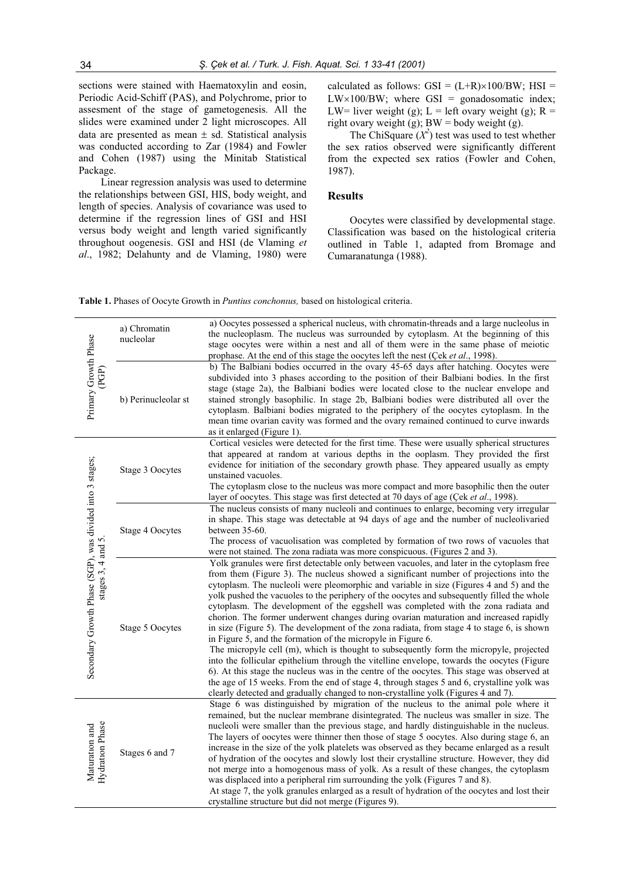sections were stained with Haematoxylin and eosin, Periodic Acid-Schiff (PAS), and Polychrome, prior to assesment of the stage of gametogenesis. All the slides were examined under 2 light microscopes. All data are presented as mean ± sd. Statistical analysis was conducted according to Zar (1984) and Fowler and Cohen (1987) using the Minitab Statistical Package.

Linear regression analysis was used to determine the relationships between GSI, HIS, body weight, and length of species. Analysis of covariance was used to determine if the regression lines of GSI and HSI versus body weight and length varied significantly throughout oogenesis. GSI and HSI (de Vlaming *et al*., 1982; Delahunty and de Vlaming, 1980) were calculated as follows: GSI = (L+R)×100/BW; HSI = LW×100/BW; where GSI = gonadosomatic index; LW= liver weight (g); L = left ovary weight (g); R = right ovary weight (g); BW = body weight (g).

The ChiSquare ($X^2$) test was used to test whether the sex ratios observed were significantly different from the expected sex ratios (Fowler and Cohen, 1987).

## Results

Oocytes were classified by developmental stage. Classification was based on the histological criteria outlined in Table 1, adapted from Bromage and Cumaranatunga (1988).

**Table 1.** Phases of Oocyte Growth in *Puntius conchonius,* based on histological criteria.

| Phase | Stage | Description |
|---|---|---|
| Primary Growth Phase (PGP) | a) Chromatin nucleolar | a) Oocytes possessed a spherical nucleus, with chromatin-threads and a large nucleolus in the nucleoplasm. The nucleus was surrounded by cytoplasm. At the beginning of this stage oocytes were within a nest and all of them were in the same phase of meiotic prophase. At the end of this stage the oocytes left the nest (Çek *et al*., 1998). |
| | b) Perinucleolar st | b) The Balbiani bodies occurred in the ovary 45-65 days after hatching. Oocytes were subdivided into 3 phases according to the position of their Balbiani bodies. In the first stage (stage 2a), the Balbiani bodies were located close to the nuclear envelope and stained strongly basophilic. In stage 2b, Balbiani bodies were distributed all over the cytoplasm. Balbiani bodies migrated to the periphery of the oocytes cytoplasm. In the mean time ovarian cavity was formed and the ovary remained continued to curve inwards as it enlarged (Figure 1). |
| Secondary Growth Phase (SGP), was divided into 3 stages; stages 3, 4 and 5. | Stage 3 Oocytes | Cortical vesicles were detected for the first time. These were usually spherical structures that appeared at random at various depths in the ooplasm. They provided the first evidence for initiation of the secondary growth phase. They appeared usually as empty unstained vacuoles.<br>The cytoplasm close to the nucleus was more compact and more basophilic then the outer layer of oocytes. This stage was first detected at 70 days of age (Çek *et al*., 1998). |
| | Stage 4 Oocytes | The nucleus consists of many nucleoli and continues to enlarge, becoming very irregular in shape. This stage was detectable at 94 days of age and the number of nucleolivaried between 35-60.<br>The process of vacuolisation was completed by formation of two rows of vacuoles that were not stained. The zona radiata was more conspicuous. (Figures 2 and 3). |
| | Stage 5 Oocytes | Yolk granules were first detectable only between vacuoles, and later in the cytoplasm free from them (Figure 3). The nucleus showed a significant number of projections into the cytoplasm. The nucleoli were pleomorphic and variable in size (Figures 4 and 5) and the yolk pushed the vacuoles to the periphery of the oocytes and subsequently filled the whole cytoplasm. The development of the eggshell was completed with the zona radiata and chorion. The former underwent changes during ovarian maturation and increased rapidly in size (Figure 5). The development of the zona radiata, from stage 4 to stage 6, is shown in Figure 5, and the formation of the micropyle in Figure 6.<br>The micropyle cell (m), which is thought to subsequently form the micropyle, projected into the follicular epithelium through the vitelline envelope, towards the oocytes (Figure 6). At this stage the nucleus was in the centre of the oocytes. This stage was observed at the age of 15 weeks. From the end of stage 4, through stages 5 and 6, crystalline yolk was clearly detected and gradually changed to non-crystalline yolk (Figures 4 and 7). |
| Maturation and Hydration Phase | Stages 6 and 7 | Stage 6 was distinguished by migration of the nucleus to the animal pole where it remained, but the nuclear membrane disintegrated. The nucleus was smaller in size. The nucleoli were smaller than the previous stage, and hardly distinguishable in the nucleus. The layers of oocytes were thinner then those of stage 5 oocytes. Also during stage 6, an increase in the size of the yolk platelets was observed as they became enlarged as a result of hydration of the oocytes and slowly lost their crystalline structure. However, they did not merge into a homogenous mass of yolk. As a result of these changes, the cytoplasm was displaced into a peripheral rim surrounding the yolk (Figures 7 and 8).<br>At stage 7, the yolk granules enlarged as a result of hydration of the oocytes and lost their crystalline structure but did not merge (Figures 9). |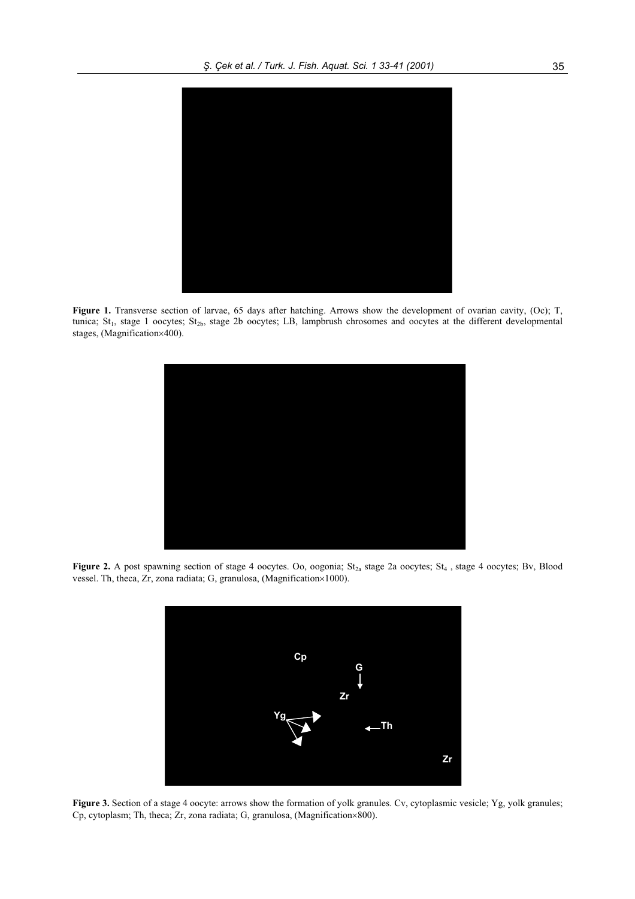**Figure 1.** Transverse section of larvae, 65 days after hatching. Arrows show the development of ovarian cavity, (Oc); T, tunica; $St_1$, stage 1 oocytes; $St_{2b}$, stage 2b oocytes; LB, lampbrush chrosomes and oocytes at the different developmental stages, (Magnification×400).

**Figure 2.** A post spawning section of stage 4 oocytes. Oo, oogonia; $St_{2a}$ stage 2a oocytes; $St_4$ , stage 4 oocytes; Bv, Blood vessel. Th, theca, Zr, zona radiata; G, granulosa, (Magnification×1000).

**Figure 3.** Section of a stage 4 oocyte: arrows show the formation of yolk granules. Cv, cytoplasmic vesicle; Yg, yolk granules; Cp, cytoplasm; Th, theca; Zr, zona radiata; G, granulosa, (Magnification×800).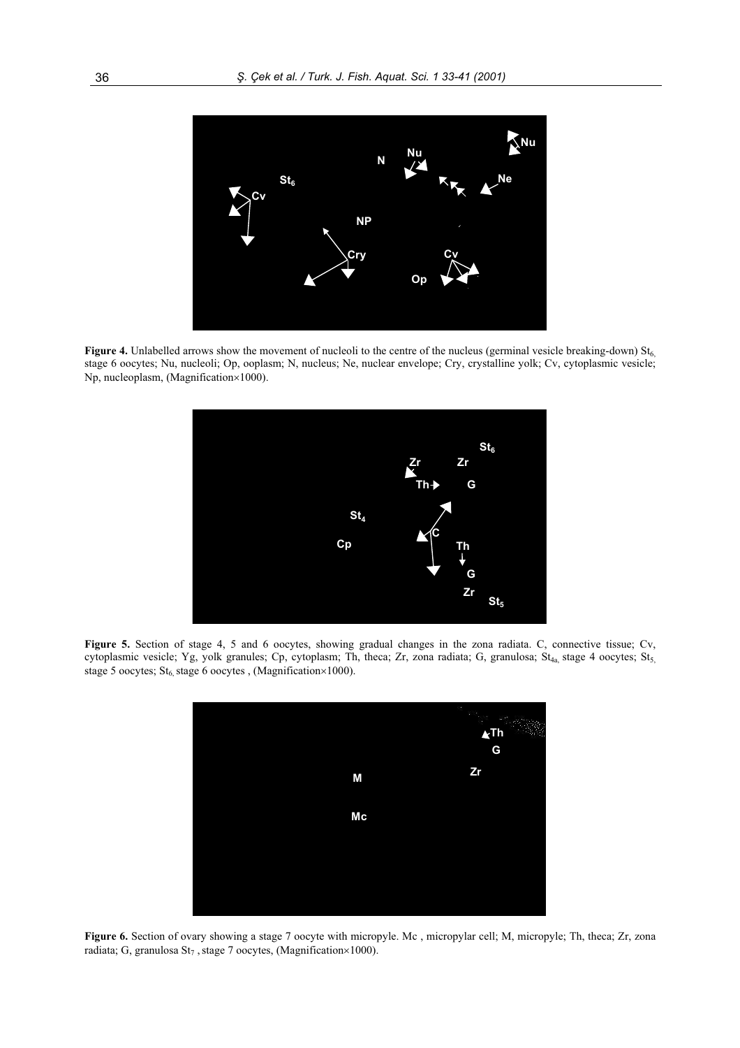**Figure 4.** Unlabelled arrows show the movement of nucleoli to the centre of the nucleus (germinal vesicle breaking-down) $St_6$, stage 6 oocytes; Nu, nucleoli; Op, ooplasm; N, nucleus; Ne, nuclear envelope; Cry, crystalline yolk; Cv, cytoplasmic vesicle; Np, nucleoplasm, (Magnification×1000).

**Figure 5.** Section of stage 4, 5 and 6 oocytes, showing gradual changes in the zona radiata. C, connective tissue; Cv, cytoplasmic vesicle; Yg, yolk granules; Cp, cytoplasm; Th, theca; Zr, zona radiata; G, granulosa; $St_{4a}$, stage 4 oocytes; $St_5$, stage 5 oocytes; $St_6$, stage 6 oocytes , (Magnification×1000).

**Figure 6.** Section of ovary showing a stage 7 oocyte with micropyle. Mc , micropylar cell; M, micropyle; Th, theca; Zr, zona radiata; G, granulosa $St_7$ , stage 7 oocytes, (Magnification×1000).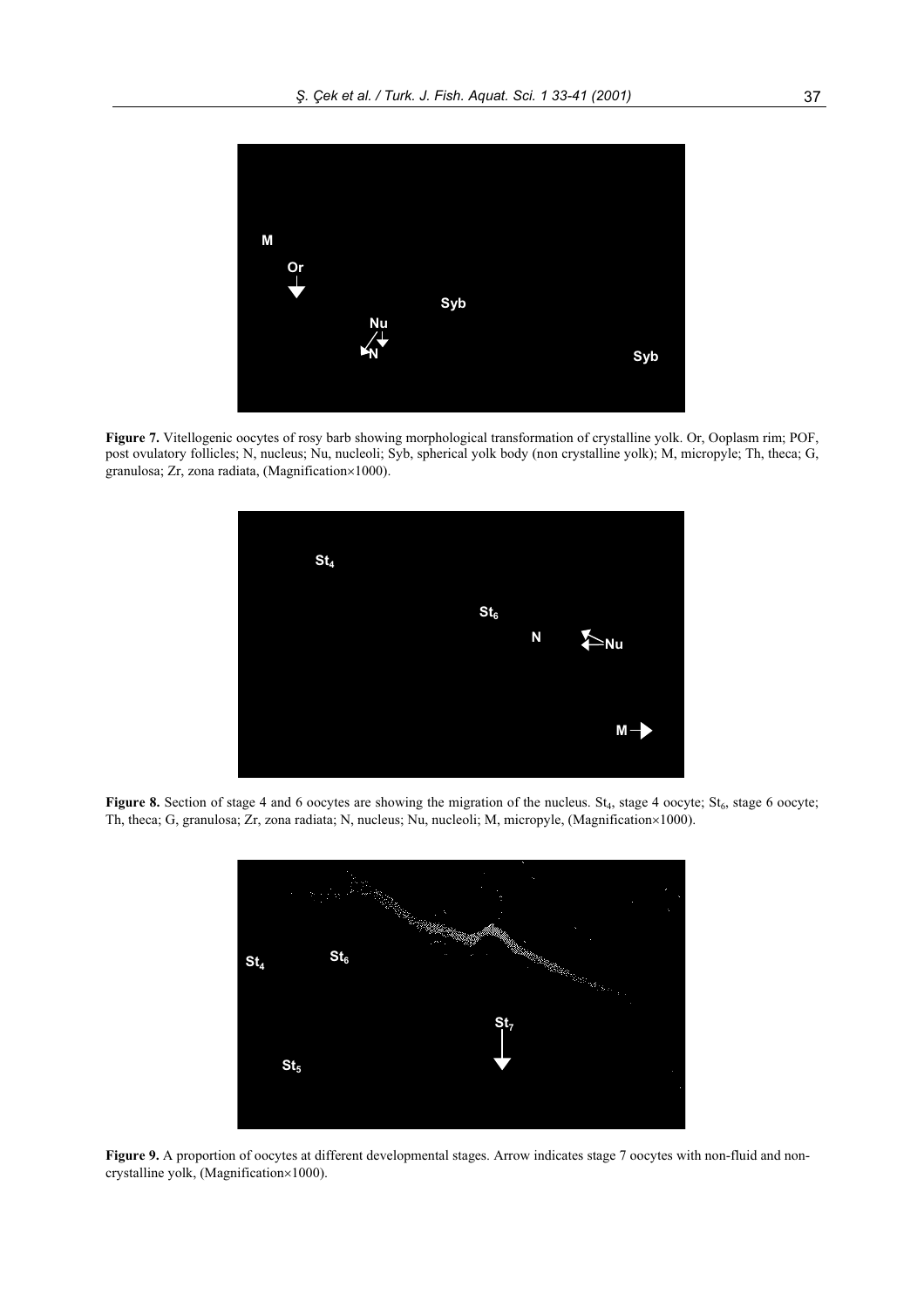**Figure 7.** Vitellogenic oocytes of rosy barb showing morphological transformation of crystalline yolk. Or, Ooplasm rim; POF, post ovulatory follicles; N, nucleus; Nu, nucleoli; Syb, spherical yolk body (non crystalline yolk); M, micropyle; Th, theca; G, granulosa; Zr, zona radiata, (Magnification×1000).

**Figure 8.** Section of stage 4 and 6 oocytes are showing the migration of the nucleus. $St_4$, stage 4 oocyte; $St_6$, stage 6 oocyte; Th, theca; G, granulosa; Zr, zona radiata; N, nucleus; Nu, nucleoli; M, micropyle, (Magnification×1000).

**Figure 9.** A proportion of oocytes at different developmental stages. Arrow indicates stage 7 oocytes with non-fluid and non-crystalline yolk, (Magnification×1000).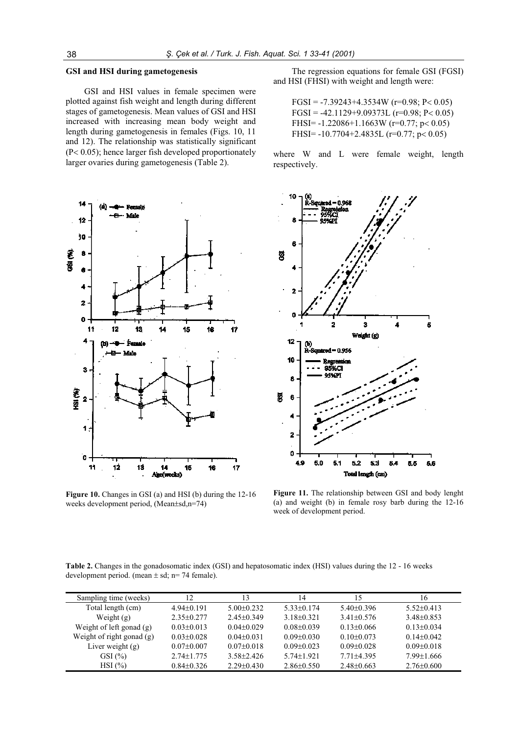### GSI and HSI during gametogenesis

GSI and HSI values in female specimen were plotted against fish weight and length during different stages of gametogenesis. Mean values of GSI and HSI increased with increasing mean body weight and length during gametogenesis in females (Figs. 10, 11 and 12). The relationship was statistically significant ($P < 0.05$); hence larger fish developed proportionately larger ovaries during gametogenesis (Table 2).

The regression equations for female GSI (FGSI) and HSI (FHSI) with weight and length were:

$$FGSI = -7.39243 + 4.3534W \quad (r = 0.98;\ P < 0.05)$$
$$FGSI = -42.1129 + 9.09373L \quad (r = 0.98;\ P < 0.05)$$
$$FHSI = -1.22086 + 1.1663W \quad (r = 0.77;\ p < 0.05)$$
$$FHSI = -10.7704 + 2.4835L \quad (r = 0.77;\ p < 0.05)$$

where W and L were female weight, length respectively.

**Figure 10.** Changes in GSI (a) and HSI (b) during the 12-16 weeks development period, (Mean±sd,n=74)

**Figure 11.** The relationship between GSI and body lenght (a) and weight (b) in female rosy barb during the 12-16 week of development period.

**Table 2.** Changes in the gonadosomatic index (GSI) and hepatosomatic index (HSI) values during the 12 - 16 weeks development period. (mean ± sd; n= 74 female).

| Sampling time (weeks) | 12 | 13 | 14 | 15 | 16 |
|---|---|---|---|---|---|
| Total length (cm) | 4.94±0.191 | 5.00±0.232 | 5.33±0.174 | 5.40±0.396 | 5.52±0.413 |
| Weight (g) | 2.35±0.277 | 2.45±0.349 | 3.18±0.321 | 3.41±0.576 | 3.48±0.853 |
| Weight of left gonad (g) | 0.03±0.013 | 0.04±0.029 | 0.08±0.039 | 0.13±0.066 | 0.13±0.034 |
| Weight of right gonad (g) | 0.03±0.028 | 0.04±0.031 | 0.09±0.030 | 0.10±0.073 | 0.14±0.042 |
| Liver weight (g) | 0.07±0.007 | 0.07±0.018 | 0.09±0.023 | 0.09±0.028 | 0.09±0.018 |
| GSI (%) | 2.74±1.775 | 3.58±2.426 | 5.74±1.921 | 7.71±4.395 | 7.99±1.666 |
| HSI (%) | 0.84±0.326 | 2.29±0.430 | 2.86±0.550 | 2.48±0.663 | 2.76±0.600 |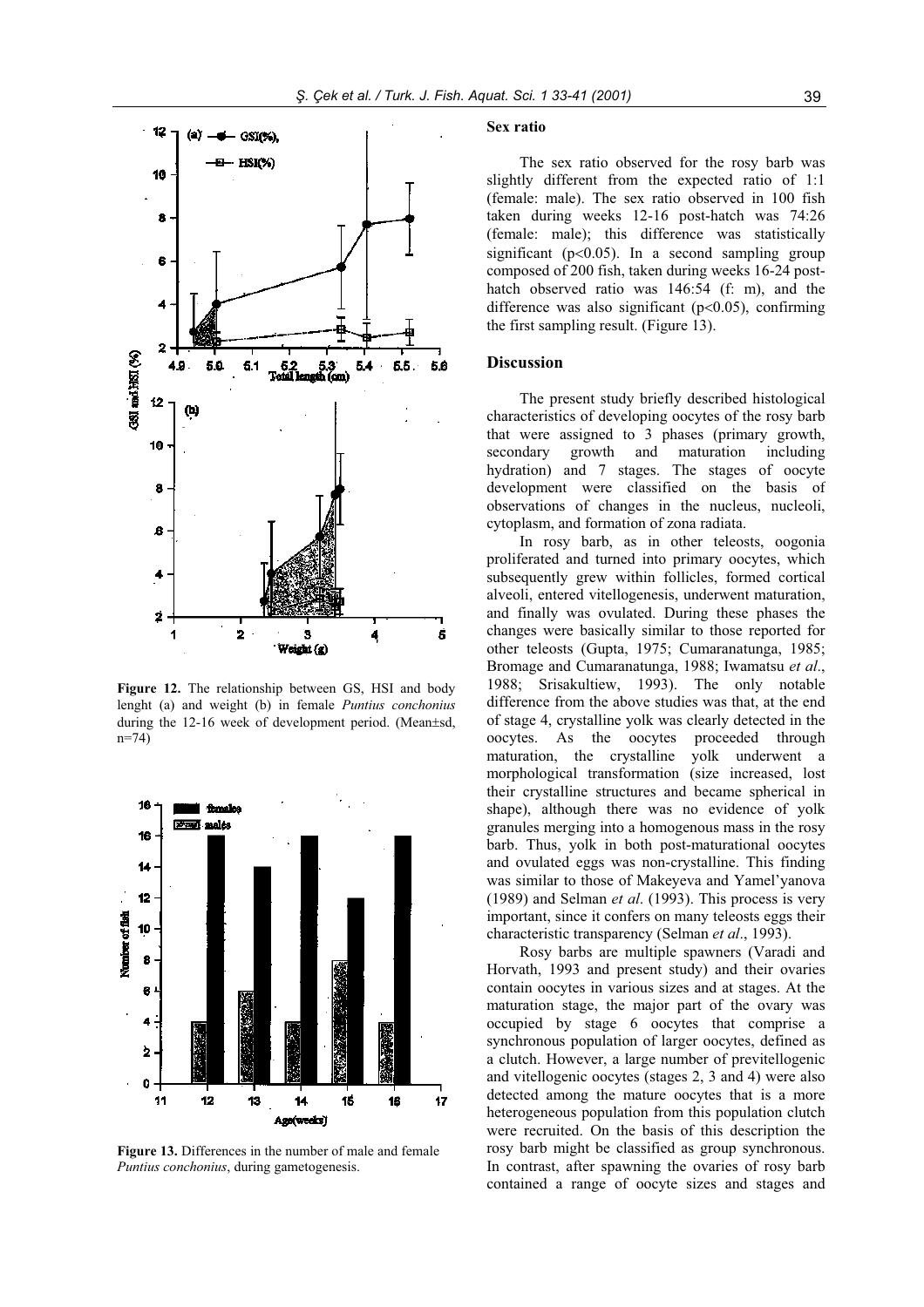Figure 12. The relationship between GS, HSI and body lenght (a) and weight (b) in female *Puntius conchonius* during the 12-16 week of development period. (Mean±sd, n=74)

Figure 13. Differences in the number of male and female *Puntius conchonius*, during gametogenesis.

## Sex ratio

The sex ratio observed for the rosy barb was slightly different from the expected ratio of 1:1 (female: male). The sex ratio observed in 100 fish taken during weeks 12-16 post-hatch was 74:26 (female: male); this difference was statistically significant ($p<0.05$). In a second sampling group composed of 200 fish, taken during weeks 16-24 post-hatch observed ratio was 146:54 (f: m), and the difference was also significant ($p<0.05$), confirming the first sampling result. (Figure 13).

## Discussion

The present study briefly described histological characteristics of developing oocytes of the rosy barb that were assigned to 3 phases (primary growth, secondary growth and maturation including hydration) and 7 stages. The stages of oocyte development were classified on the basis of observations of changes in the nucleus, nucleoli, cytoplasm, and formation of zona radiata.

In rosy barb, as in other teleosts, oogonia proliferated and turned into primary oocytes, which subsequently grew within follicles, formed cortical alveoli, entered vitellogenesis, underwent maturation, and finally was ovulated. During these phases the changes were basically similar to those reported for other teleosts (Gupta, 1975; Cumaranatunga, 1985; Bromage and Cumaranatunga, 1988; Iwamatsu *et al*., 1988; Srisakultiew, 1993). The only notable difference from the above studies was that, at the end of stage 4, crystalline yolk was clearly detected in the oocytes. As the oocytes proceeded through maturation, the crystalline yolk underwent a morphological transformation (size increased, lost their crystalline structures and became spherical in shape), although there was no evidence of yolk granules merging into a homogenous mass in the rosy barb. Thus, yolk in both post-maturational oocytes and ovulated eggs was non-crystalline. This finding was similar to those of Makeyeva and Yamel'yanova (1989) and Selman *et al*. (1993). This process is very important, since it confers on many teleosts eggs their characteristic transparency (Selman *et al*., 1993).

Rosy barbs are multiple spawners (Varadi and Horvath, 1993 and present study) and their ovaries contain oocytes in various sizes and at stages. At the maturation stage, the major part of the ovary was occupied by stage 6 oocytes that comprise a synchronous population of larger oocytes, defined as a clutch. However, a large number of previtellogenic and vitellogenic oocytes (stages 2, 3 and 4) were also detected among the mature oocytes that is a more heterogeneous population from this population clutch were recruited. On the basis of this description the rosy barb might be classified as group synchronous. In contrast, after spawning the ovaries of rosy barb contained a range of oocyte sizes and stages and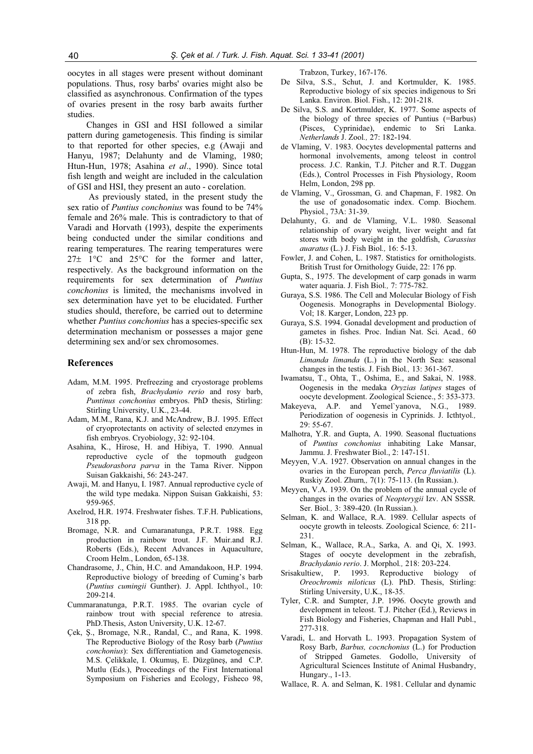oocytes in all stages were present without dominant populations. Thus, rosy barbs' ovaries might also be classified as asynchronous. Confirmation of the types of ovaries present in the rosy barb awaits further studies.

Changes in GSI and HSI followed a similar pattern during gametogenesis. This finding is similar to that reported for other species, e.g (Awaji and Hanyu, 1987; Delahunty and de Vlaming, 1980; Htun-Hun, 1978; Asahina *et al*., 1990). Since total fish length and weight are included in the calculation of GSI and HSI, they present an auto - corelation.

As previously stated, in the present study the sex ratio of *Puntius conchonius* was found to be 74% female and 26% male. This is contradictory to that of Varadi and Horvath (1993), despite the experiments being conducted under the similar conditions and rearing temperatures. The rearing temperatures were 27± 1°C and 25°C for the former and latter, respectively. As the background information on the requirements for sex determination of *Puntius conchonius* is limited, the mechanisms involved in sex determination have yet to be elucidated. Further studies should, therefore, be carried out to determine whether *Puntius conchonius* has a species-specific sex determination mechanism or possesses a major gene determining sex and/or sex chromosomes.

## References

Adam, M.M. 1995. Prefreezing and cryostorage problems of zebra fish, *Brachydanio rerio* and rosy barb, *Puntinus conchonius* embryos. PhD thesis, Stirling: Stirling University, U.K., 23-44.

Adam, M.M., Rana, K.J. and McAndrew, B.J. 1995. Effect of cryoprotectants on activity of selected enzymes in fish embryos. Cryobiology, 32: 92-104.

Asahina, K., Hirose, H. and Hibiya, T. 1990. Annual reproductive cycle of the topmouth gudgeon *Pseudorasbora parva* in the Tama River. Nippon Suisan Gakkaishi, 56: 243-247.

Awaji, M. and Hanyu, I. 1987. Annual reproductive cycle of the wild type medaka. Nippon Suisan Gakkaishi, 53: 959-965.

Axelrod, H.R. 1974. Freshwater fishes. T.F.H. Publications, 318 pp.

Bromage, N.R. and Cumaranatunga, P.R.T. 1988. Egg production in rainbow trout. J.F. Muir.and R.J. Roberts (Eds.), Recent Advances in Aquaculture, Croom Helm., London, 65-138.

Chandrasome, J., Chin, H.C. and Amandakoon, H.P. 1994. Reproductive biology of breeding of Cuming's barb (*Puntius cumingii* Gunther). J. Appl. Ichthyol., 10: 209-214.

Cummaranatunga, P.R.T. 1985. The ovarian cycle of rainbow trout with special reference to atresia. PhD.Thesis, Aston University, U.K. 12-67.

Çek, Ş., Bromage, N.R., Randal, C., and Rana, K. 1998. The Reproductive Biology of the Rosy barb (*Puntius conchonius*): Sex differentiation and Gametogenesis. M.S. Çelikkale, I. Okumuş, E. Düzgüneş, and C.P. Mutlu (Eds.), Proceedings of the First International Symposium on Fisheries and Ecology, Fisheco 98, Trabzon, Turkey, 167-176.

De Silva, S.S., Schut, J. and Kortmulder, K. 1985. Reproductive biology of six species indigenous to Sri Lanka. Environ. Biol. Fish., 12: 201-218.

De Silva, S.S. and Kortmulder, K. 1977. Some aspects of the biology of three species of Puntius (=Barbus) (Pisces, Cyprinidae), endemic to Sri Lanka. *Netherlands* J. Zool*.,* 27: 182-194.

de Vlaming, V. 1983. Oocytes developmental patterns and hormonal involvements, among teleost in control process. J.C. Rankin, T.J. Pitcher and R.T. Duggan (Eds.), Control Processes in Fish Physiology, Room Helm, London, 298 pp.

de Vlaming, V., Grossman, G. and Chapman, F. 1982. On the use of gonadosomatic index. Comp. Biochem. Physiol., 73A: 31-39.

Delahunty, G. and de Vlaming, V.L. 1980. Seasonal relationship of ovary weight, liver weight and fat stores with body weight in the goldfish, *Carassius auaratus* (L.) J. Fish Biol*.,* 16: 5-13.

Fowler, J. and Cohen, L. 1987. Statistics for ornithologists. British Trust for Ornithology Guide, 22: 176 pp.

Gupta, S., 1975. The development of carp gonads in warm water aquaria. J. Fish Biol*.,* 7: 775-782.

Guraya, S.S. 1986. The Cell and Molecular Biology of Fish Oogenesis. Monographs in Developmental Biology. Vol; 18. Karger, London, 223 pp.

Guraya, S.S. 1994. Gonadal development and production of gametes in fishes. Proc. Indian Nat. Sci. Acad*.,* 60 (B): 15-32.

Htun-Hun, M. 1978. The reproductive biology of the dab *Limanda limanda* (L.) in the North Sea: seasonal changes in the testis. J. Fish Biol*.,* 13: 361-367.

Iwamatsu, T., Ohta, T., Oshima, E., and Sakai, N. 1988. Oogenesis in the medaka *Oryzias latipes* stages of oocyte development. Zoological Science., 5: 353-373.

Makeyeva, A.P. and Yemel`yanova, N.G., 1989. Periodization of oogenesis in Cyprinids. J. Icthtyol*.,* 29: 55-67.

Malhotra, Y.R. and Gupta, A. 1990. Seasonal fluctuations of *Puntius conchonius* inhabiting Lake Mansar, Jammu. J. Freshwater Biol., 2: 147-151.

Meyyen, V.A. 1927. Observation on annual changes in the ovaries in the European perch, *Perca fluviatilis* (L). Ruskiy Zool. Zhurn*.,* 7(1): 75-113. (In Russian.).

Meyyen, V.A. 1939. On the problem of the annual cycle of changes in the ovaries of *Neopterygii* Izv. AN SSSR*.* Ser. Biol*.,* 3: 389-420. (In Russian.).

Selman, K. and Wallace, R.A. 1989. Cellular aspects of oocyte growth in teleosts. Zoological Science*,* 6: 211-231.

Selman, K., Wallace, R.A., Sarka, A. and Qi, X. 1993. Stages of oocyte development in the zebrafish, *Brachydanio rerio*. J. Morphol*.,* 218: 203-224.

Srisakultiew, P. 1993. Reproductive biology of *Oreochromis niloticus* (L). PhD. Thesis, Stirling: Stirling University, U.K., 18-35.

Tyler, C.R. and Sumpter, J.P. 1996. Oocyte growth and development in teleost. T.J. Pitcher (Ed.), Reviews in Fish Biology and Fisheries, Chapman and Hall Publ., 277-318.

Varadi, L. and Horvath L. 1993. Propagation System of Rosy Barb, *Barbus, cocnchonius* (L.) for Production of Stripped Gametes. Godollo, University of Agricultural Sciences Institute of Animal Husbandry, Hungary., 1-13.

Wallace, R. A. and Selman, K. 1981. Cellular and dynamic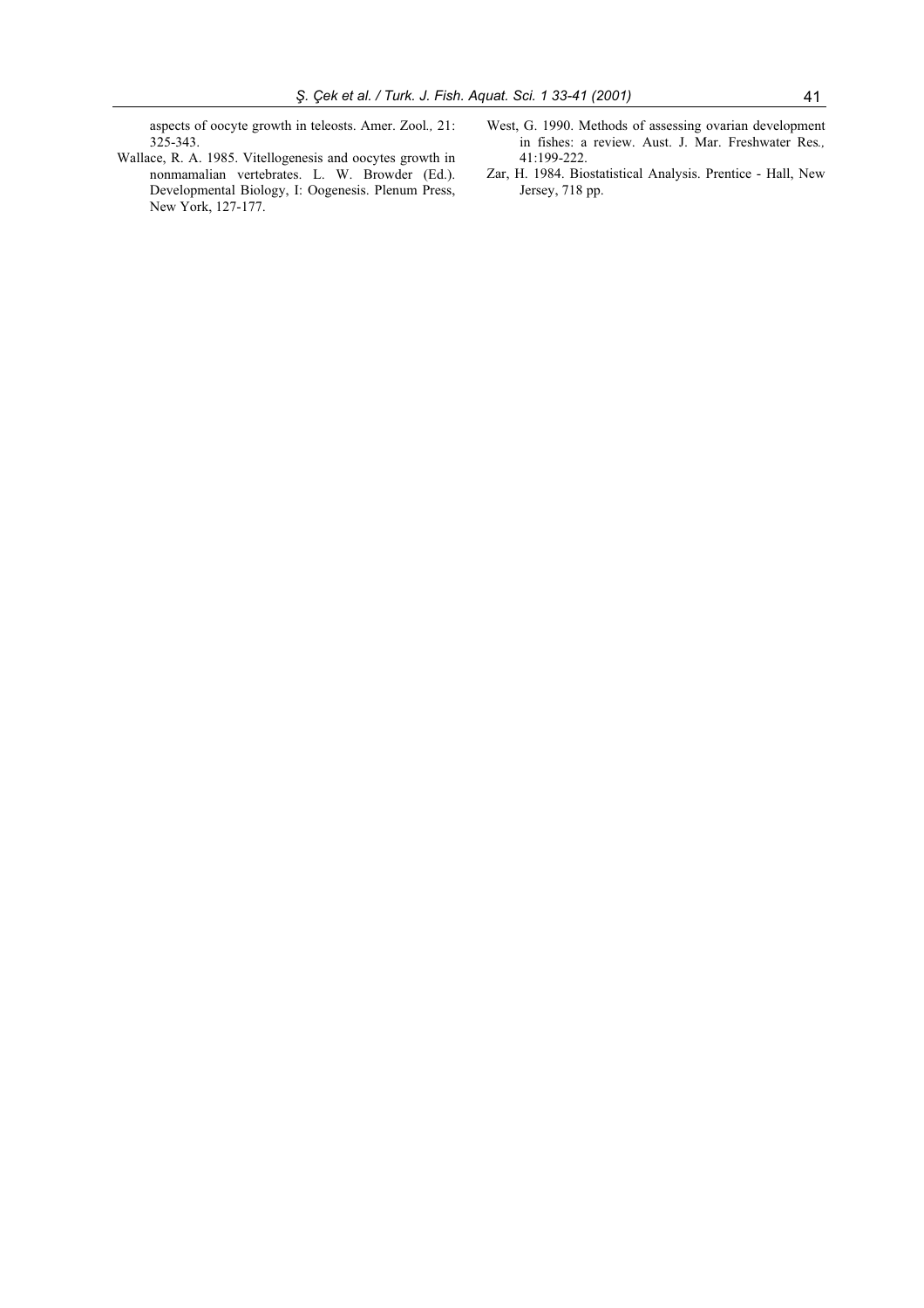aspects of oocyte growth in teleosts. Amer. Zool*.,* 21: 325-343.

Wallace, R. A. 1985. Vitellogenesis and oocytes growth in nonmamalian vertebrates. L. W. Browder (Ed.). Developmental Biology, I: Oogenesis. Plenum Press, New York, 127-177.

West, G. 1990. Methods of assessing ovarian development in fishes: a review. Aust. J. Mar. Freshwater Res*.,* 41:199-222.

Zar, H. 1984. Biostatistical Analysis. Prentice - Hall, New Jersey, 718 pp.